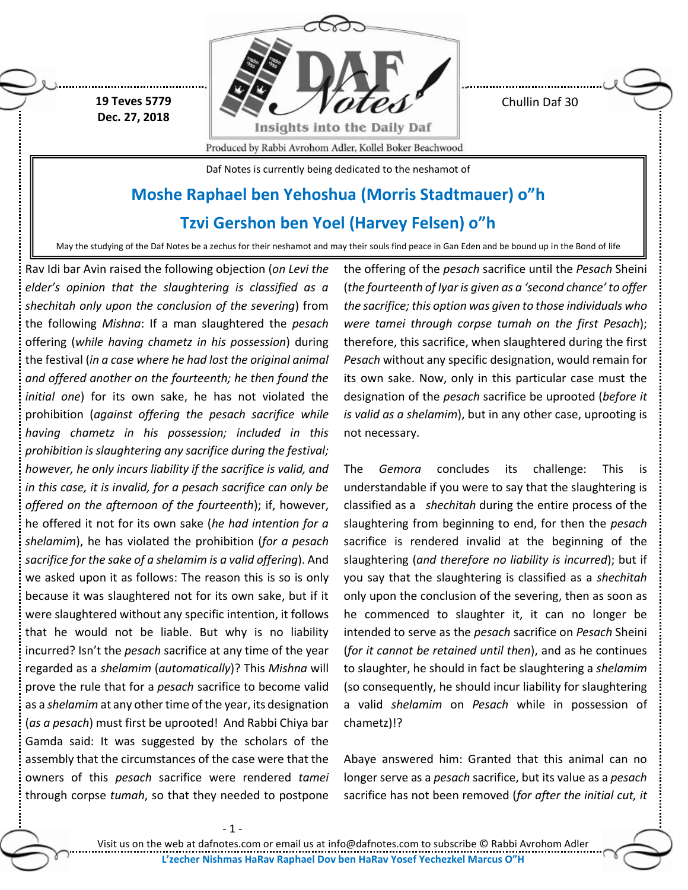19 Teves 5779
Dec. 27, 2018

Chullin Daf 30

Daf Notes is currently being dedicated to the neshamot of

## Moshe Raphael ben Yehoshua (Morris Stadtmauer) o"h

## Tzvi Gershon ben Yoel (Harvey Felsen) o"h

May the studying of the Daf Notes be a zechus for their neshamot and may their souls find peace in Gan Eden and be bound up in the Bond of life

Rav Idi bar Avin raised the following objection (*on Levi the elder's opinion that the slaughtering is classified as a shechitah only upon the conclusion of the severing*) from the following *Mishna*: If a man slaughtered the *pesach* offering (*while having chametz in his possession*) during the festival (*in a case where he had lost the original animal and offered another on the fourteenth; he then found the initial one*) for its own sake, he has not violated the prohibition (*against offering the pesach sacrifice while having chametz in his possession; included in this prohibition is slaughtering any sacrifice during the festival; however, he only incurs liability if the sacrifice is valid, and in this case, it is invalid, for a pesach sacrifice can only be offered on the afternoon of the fourteenth*); if, however, he offered it not for its own sake (*he had intention for a shelamim*), he has violated the prohibition (*for a pesach sacrifice for the sake of a shelamim is a valid offering*). And we asked upon it as follows: The reason this is so is only because it was slaughtered not for its own sake, but if it were slaughtered without any specific intention, it follows that he would not be liable. But why is no liability incurred? Isn't the *pesach* sacrifice at any time of the year regarded as a *shelamim* (*automatically*)? This *Mishna* will prove the rule that for a *pesach* sacrifice to become valid as a *shelamim* at any other time of the year, its designation (*as a pesach*) must first be uprooted! And Rabbi Chiya bar Gamda said: It was suggested by the scholars of the assembly that the circumstances of the case were that the owners of this *pesach* sacrifice were rendered *tamei* through corpse *tumah*, so that they needed to postpone the offering of the *pesach* sacrifice until the *Pesach* Sheini (*the fourteenth of Iyar is given as a 'second chance' to offer the sacrifice; this option was given to those individuals who were tamei through corpse tumah on the first Pesach*); therefore, this sacrifice, when slaughtered during the first *Pesach* without any specific designation, would remain for its own sake. Now, only in this particular case must the designation of the *pesach* sacrifice be uprooted (*before it is valid as a shelamim*), but in any other case, uprooting is not necessary.

The *Gemora* concludes its challenge: This is understandable if you were to say that the slaughtering is classified as a *shechitah* during the entire process of the slaughtering from beginning to end, for then the *pesach* sacrifice is rendered invalid at the beginning of the slaughtering (*and therefore no liability is incurred*); but if you say that the slaughtering is classified as a *shechitah* only upon the conclusion of the severing, then as soon as he commenced to slaughter it, it can no longer be intended to serve as the *pesach* sacrifice on *Pesach* Sheini (*for it cannot be retained until then*), and as he continues to slaughter, he should in fact be slaughtering a *shelamim* (so consequently, he should incur liability for slaughtering a valid *shelamim* on *Pesach* while in possession of chametz)!?

Abaye answered him: Granted that this animal can no longer serve as a *pesach* sacrifice, but its value as a *pesach* sacrifice has not been removed (*for after the initial cut, it*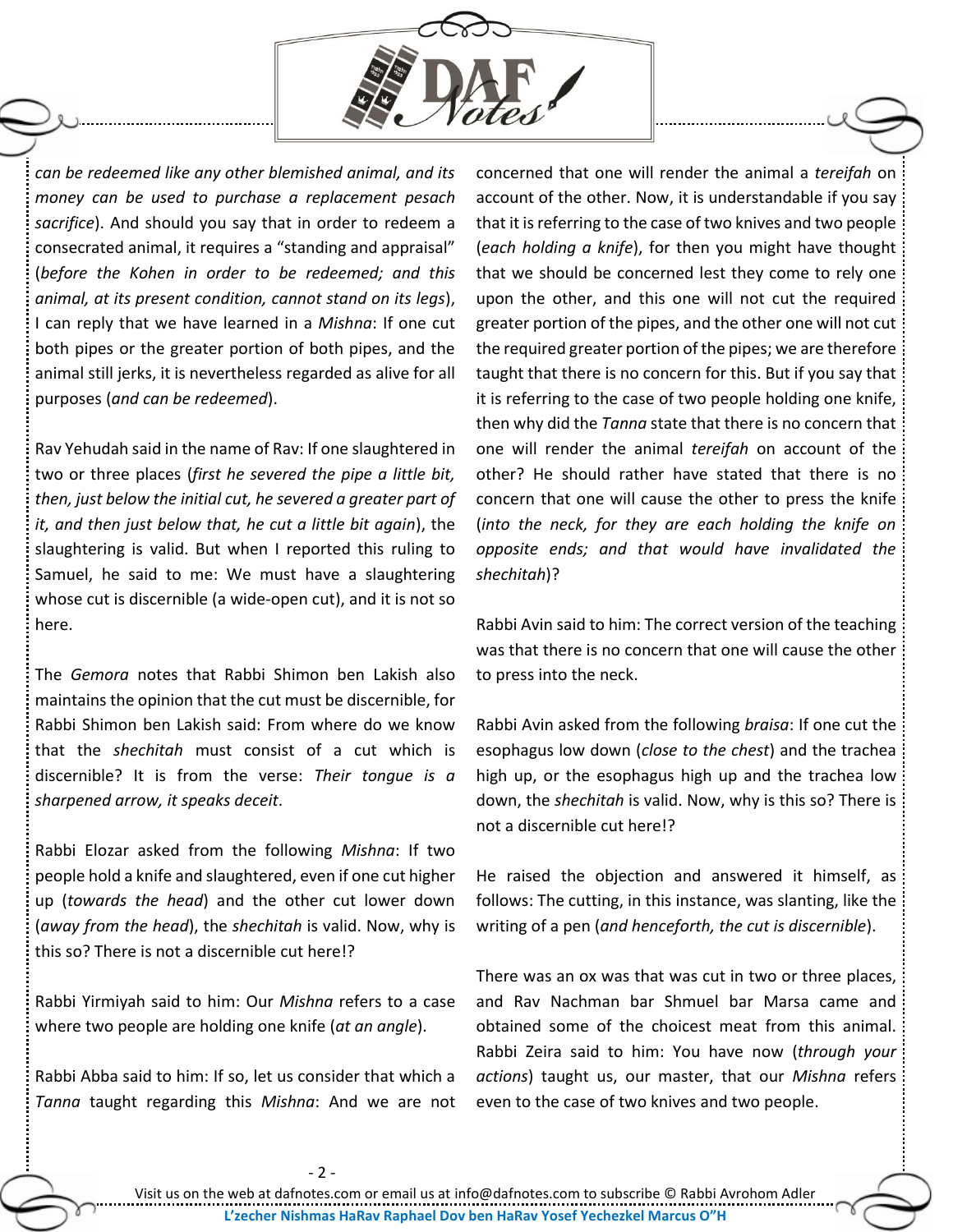*can be redeemed like any other blemished animal, and its money can be used to purchase a replacement pesach sacrifice*). And should you say that in order to redeem a consecrated animal, it requires a "standing and appraisal" (*before the Kohen in order to be redeemed; and this animal, at its present condition, cannot stand on its legs*), I can reply that we have learned in a *Mishna*: If one cut both pipes or the greater portion of both pipes, and the animal still jerks, it is nevertheless regarded as alive for all purposes (*and can be redeemed*).

Rav Yehudah said in the name of Rav: If one slaughtered in two or three places (*first he severed the pipe a little bit, then, just below the initial cut, he severed a greater part of it, and then just below that, he cut a little bit again*), the slaughtering is valid. But when I reported this ruling to Samuel, he said to me: We must have a slaughtering whose cut is discernible (a wide-open cut), and it is not so here.

The *Gemora* notes that Rabbi Shimon ben Lakish also maintains the opinion that the cut must be discernible, for Rabbi Shimon ben Lakish said: From where do we know that the *shechitah* must consist of a cut which is discernible? It is from the verse: *Their tongue is a sharpened arrow, it speaks deceit*.

Rabbi Elozar asked from the following *Mishna*: If two people hold a knife and slaughtered, even if one cut higher up (*towards the head*) and the other cut lower down (*away from the head*), the *shechitah* is valid. Now, why is this so? There is not a discernible cut here!?

Rabbi Yirmiyah said to him: Our *Mishna* refers to a case where two people are holding one knife (*at an angle*).

Rabbi Abba said to him: If so, let us consider that which a *Tanna* taught regarding this *Mishna*: And we are not concerned that one will render the animal a *tereifah* on account of the other. Now, it is understandable if you say that it is referring to the case of two knives and two people (*each holding a knife*), for then you might have thought that we should be concerned lest they come to rely one upon the other, and this one will not cut the required greater portion of the pipes, and the other one will not cut the required greater portion of the pipes; we are therefore taught that there is no concern for this. But if you say that it is referring to the case of two people holding one knife, then why did the *Tanna* state that there is no concern that one will render the animal *tereifah* on account of the other? He should rather have stated that there is no concern that one will cause the other to press the knife (*into the neck, for they are each holding the knife on opposite ends; and that would have invalidated the shechitah*)?

Rabbi Avin said to him: The correct version of the teaching was that there is no concern that one will cause the other to press into the neck.

Rabbi Avin asked from the following *braisa*: If one cut the esophagus low down (*close to the chest*) and the trachea high up, or the esophagus high up and the trachea low down, the *shechitah* is valid. Now, why is this so? There is not a discernible cut here!?

He raised the objection and answered it himself, as follows: The cutting, in this instance, was slanting, like the writing of a pen (*and henceforth, the cut is discernible*).

There was an ox was that was cut in two or three places, and Rav Nachman bar Shmuel bar Marsa came and obtained some of the choicest meat from this animal. Rabbi Zeira said to him: You have now (*through your actions*) taught us, our master, that our *Mishna* refers even to the case of two knives and two people.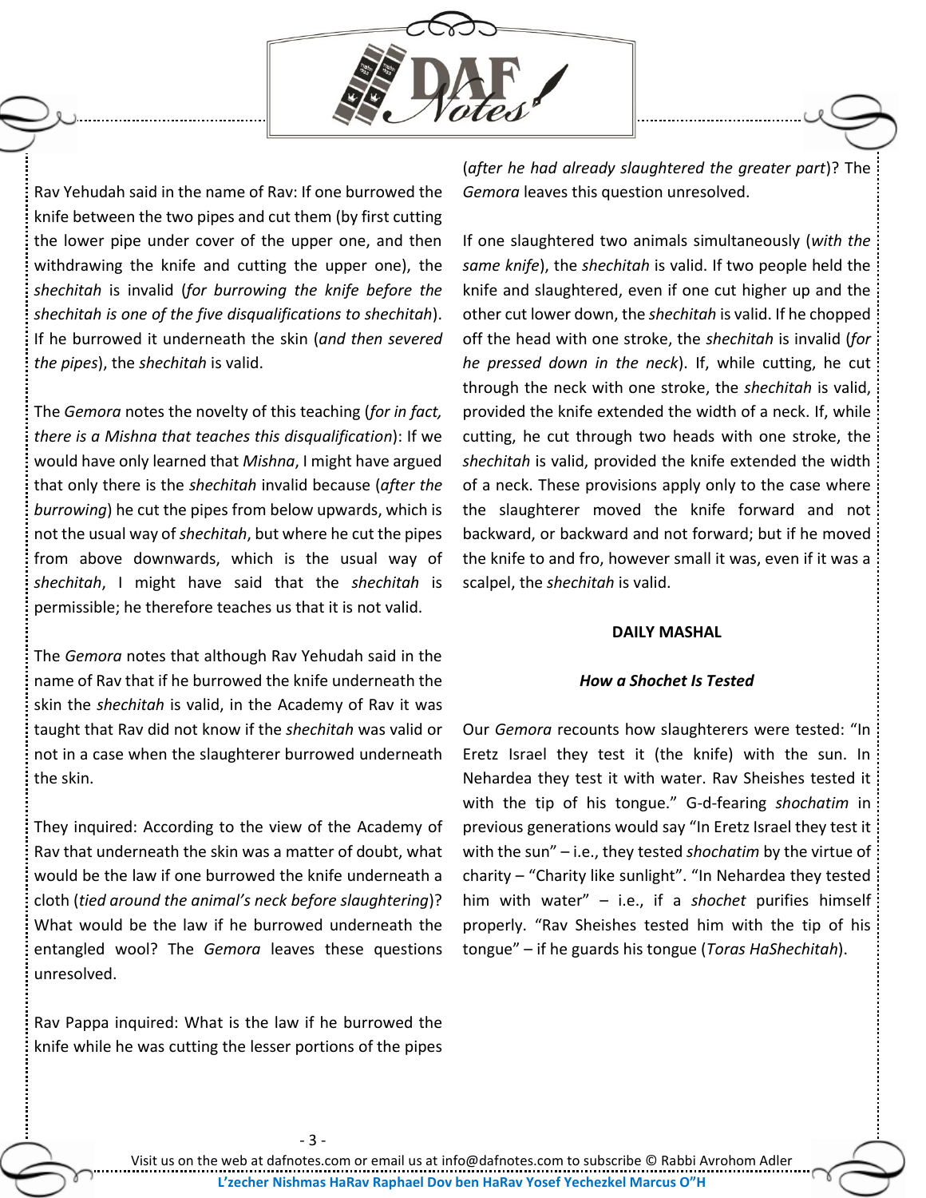Rav Yehudah said in the name of Rav: If one burrowed the knife between the two pipes and cut them (by first cutting the lower pipe under cover of the upper one, and then withdrawing the knife and cutting the upper one), the *shechitah* is invalid (*for burrowing the knife before the shechitah is one of the five disqualifications to shechitah*). If he burrowed it underneath the skin (*and then severed the pipes*), the *shechitah* is valid.

The *Gemora* notes the novelty of this teaching (*for in fact, there is a Mishna that teaches this disqualification*): If we would have only learned that *Mishna*, I might have argued that only there is the *shechitah* invalid because (*after the burrowing*) he cut the pipes from below upwards, which is not the usual way of *shechitah*, but where he cut the pipes from above downwards, which is the usual way of *shechitah*, I might have said that the *shechitah* is permissible; he therefore teaches us that it is not valid.

The *Gemora* notes that although Rav Yehudah said in the name of Rav that if he burrowed the knife underneath the skin the *shechitah* is valid, in the Academy of Rav it was taught that Rav did not know if the *shechitah* was valid or not in a case when the slaughterer burrowed underneath the skin.

They inquired: According to the view of the Academy of Rav that underneath the skin was a matter of doubt, what would be the law if one burrowed the knife underneath a cloth (*tied around the animal's neck before slaughtering*)? What would be the law if he burrowed underneath the entangled wool? The *Gemora* leaves these questions unresolved.

Rav Pappa inquired: What is the law if he burrowed the knife while he was cutting the lesser portions of the pipes (*after he had already slaughtered the greater part*)? The *Gemora* leaves this question unresolved.

If one slaughtered two animals simultaneously (*with the same knife*), the *shechitah* is valid. If two people held the knife and slaughtered, even if one cut higher up and the other cut lower down, the *shechitah* is valid. If he chopped off the head with one stroke, the *shechitah* is invalid (*for he pressed down in the neck*). If, while cutting, he cut through the neck with one stroke, the *shechitah* is valid, provided the knife extended the width of a neck. If, while cutting, he cut through two heads with one stroke, the *shechitah* is valid, provided the knife extended the width of a neck. These provisions apply only to the case where the slaughterer moved the knife forward and not backward, or backward and not forward; but if he moved the knife to and fro, however small it was, even if it was a scalpel, the *shechitah* is valid.

**DAILY MASHAL**

***How a Shochet Is Tested***

Our *Gemora* recounts how slaughterers were tested: "In Eretz Israel they test it (the knife) with the sun. In Nehardea they test it with water. Rav Sheishes tested it with the tip of his tongue." G-d-fearing *shochatim* in previous generations would say "In Eretz Israel they test it with the sun" – i.e., they tested *shochatim* by the virtue of charity – "Charity like sunlight". "In Nehardea they tested him with water" – i.e., if a *shochet* purifies himself properly. "Rav Sheishes tested him with the tip of his tongue" – if he guards his tongue (*Toras HaShechitah*).